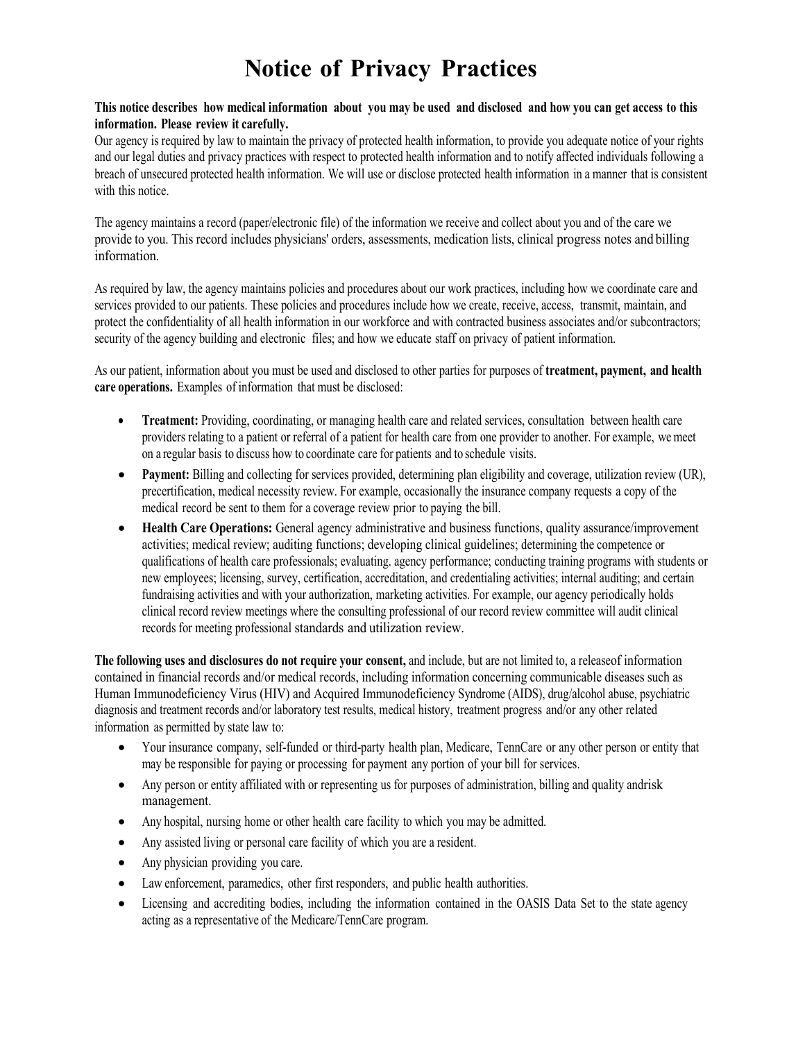# Notice of Privacy Practices

**This notice describes how medical information about you may be used and disclosed and how you can get access to this information. Please review it carefully.**

Our agency is required by law to maintain the privacy of protected health information, to provide you adequate notice of your rights and our legal duties and privacy practices with respect to protected health information and to notify affected individuals following a breach of unsecured protected health information. We will use or disclose protected health information in a manner that is consistent with this notice.

The agency maintains a record (paper/electronic file) of the information we receive and collect about you and of the care we provide to you. This record includes physicians' orders, assessments, medication lists, clinical progress notes and billing information.

As required by law, the agency maintains policies and procedures about our work practices, including how we coordinate care and services provided to our patients. These policies and procedures include how we create, receive, access, transmit, maintain, and protect the confidentiality of all health information in our workforce and with contracted business associates and/or subcontractors; security of the agency building and electronic files; and how we educate staff on privacy of patient information.

As our patient, information about you must be used and disclosed to other parties for purposes of **treatment, payment, and health care operations.** Examples of information that must be disclosed:

- **Treatment:** Providing, coordinating, or managing health care and related services, consultation between health care providers relating to a patient or referral of a patient for health care from one provider to another. For example, we meet on a regular basis to discuss how to coordinate care for patients and to schedule visits.
- **Payment:** Billing and collecting for services provided, determining plan eligibility and coverage, utilization review (UR), precertification, medical necessity review. For example, occasionally the insurance company requests a copy of the medical record be sent to them for a coverage review prior to paying the bill.
- **Health Care Operations:** General agency administrative and business functions, quality assurance/improvement activities; medical review; auditing functions; developing clinical guidelines; determining the competence or qualifications of health care professionals; evaluating. agency performance; conducting training programs with students or new employees; licensing, survey, certification, accreditation, and credentialing activities; internal auditing; and certain fundraising activities and with your authorization, marketing activities. For example, our agency periodically holds clinical record review meetings where the consulting professional of our record review committee will audit clinical records for meeting professional standards and utilization review.

**The following uses and disclosures do not require your consent,** and include, but are not limited to, a releaseof information contained in financial records and/or medical records, including information concerning communicable diseases such as Human Immunodeficiency Virus (HIV) and Acquired Immunodeficiency Syndrome (AIDS), drug/alcohol abuse, psychiatric diagnosis and treatment records and/or laboratory test results, medical history, treatment progress and/or any other related information as permitted by state law to:

- Your insurance company, self-funded or third-party health plan, Medicare, TennCare or any other person or entity that may be responsible for paying or processing for payment any portion of your bill for services.
- Any person or entity affiliated with or representing us for purposes of administration, billing and quality andrisk management.
- Any hospital, nursing home or other health care facility to which you may be admitted.
- Any assisted living or personal care facility of which you are a resident.
- Any physician providing you care.
- Law enforcement, paramedics, other first responders, and public health authorities.
- Licensing and accrediting bodies, including the information contained in the OASIS Data Set to the state agency acting as a representative of the Medicare/TennCare program.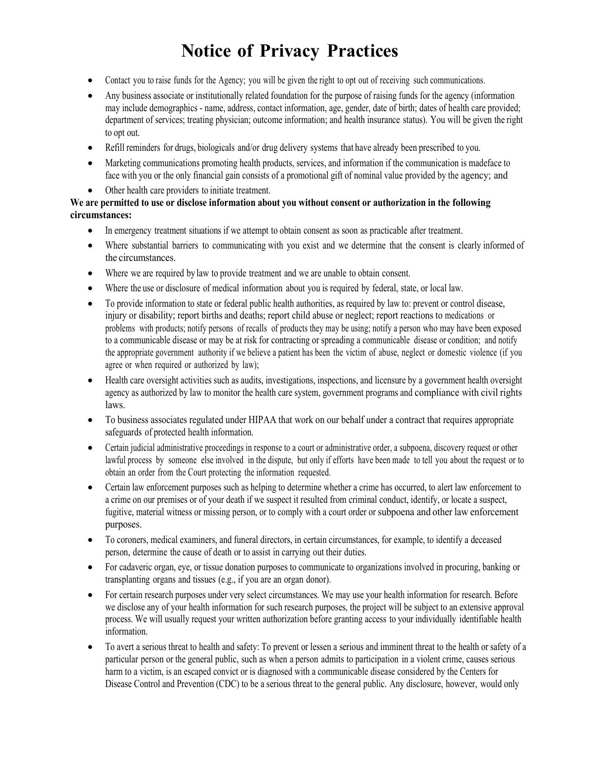# Notice of Privacy Practices

- Contact you to raise funds for the Agency; you will be given the right to opt out of receiving such communications.
- Any business associate or institutionally related foundation for the purpose of raising funds for the agency (information may include demographics - name, address, contact information, age, gender, date of birth; dates of health care provided; department of services; treating physician; outcome information; and health insurance status). You will be given the right to opt out.
- Refill reminders for drugs, biologicals and/or drug delivery systems that have already been prescribed to you.
- Marketing communications promoting health products, services, and information if the communication is madeface to face with you or the only financial gain consists of a promotional gift of nominal value provided by the agency; and
- Other health care providers to initiate treatment.

**We are permitted to use or disclose information about you without consent or authorization in the following circumstances:**

- In emergency treatment situations if we attempt to obtain consent as soon as practicable after treatment.
- Where substantial barriers to communicating with you exist and we determine that the consent is clearly informed of the circumstances.
- Where we are required by law to provide treatment and we are unable to obtain consent.
- Where the use or disclosure of medical information about you is required by federal, state, or local law.
- To provide information to state or federal public health authorities, as required by law to: prevent or control disease, injury or disability; report births and deaths; report child abuse or neglect; report reactions to medications or problems with products; notify persons of recalls of products they may be using; notify a person who may have been exposed to a communicable disease or may be at risk for contracting or spreading a communicable disease or condition; and notify the appropriate government authority if we believe a patient has been the victim of abuse, neglect or domestic violence (if you agree or when required or authorized by law);
- Health care oversight activities such as audits, investigations, inspections, and licensure by a government health oversight agency as authorized by law to monitor the health care system, government programs and compliance with civil rights laws.
- To business associates regulated under HIPAA that work on our behalf under a contract that requires appropriate safeguards of protected health information.
- Certain judicial administrative proceedings in response to a court or administrative order, a subpoena, discovery request or other lawful process by someone else involved in the dispute, but only if efforts have been made to tell you about the request or to obtain an order from the Court protecting the information requested.
- Certain law enforcement purposes such as helping to determine whether a crime has occurred, to alert law enforcement to a crime on our premises or of your death if we suspect it resulted from criminal conduct, identify, or locate a suspect, fugitive, material witness or missing person, or to comply with a court order or subpoena and other law enforcement purposes.
- To coroners, medical examiners, and funeral directors, in certain circumstances, for example, to identify a deceased person, determine the cause of death or to assist in carrying out their duties.
- For cadaveric organ, eye, or tissue donation purposes to communicate to organizations involved in procuring, banking or transplanting organs and tissues (e.g., if you are an organ donor).
- For certain research purposes under very select circumstances. We may use your health information for research. Before we disclose any of your health information for such research purposes, the project will be subject to an extensive approval process. We will usually request your written authorization before granting access to your individually identifiable health information.
- To avert a serious threat to health and safety: To prevent or lessen a serious and imminent threat to the health or safety of a particular person or the general public, such as when a person admits to participation in a violent crime, causes serious harm to a victim, is an escaped convict or is diagnosed with a communicable disease considered by the Centers for Disease Control and Prevention (CDC) to be a serious threat to the general public. Any disclosure, however, would only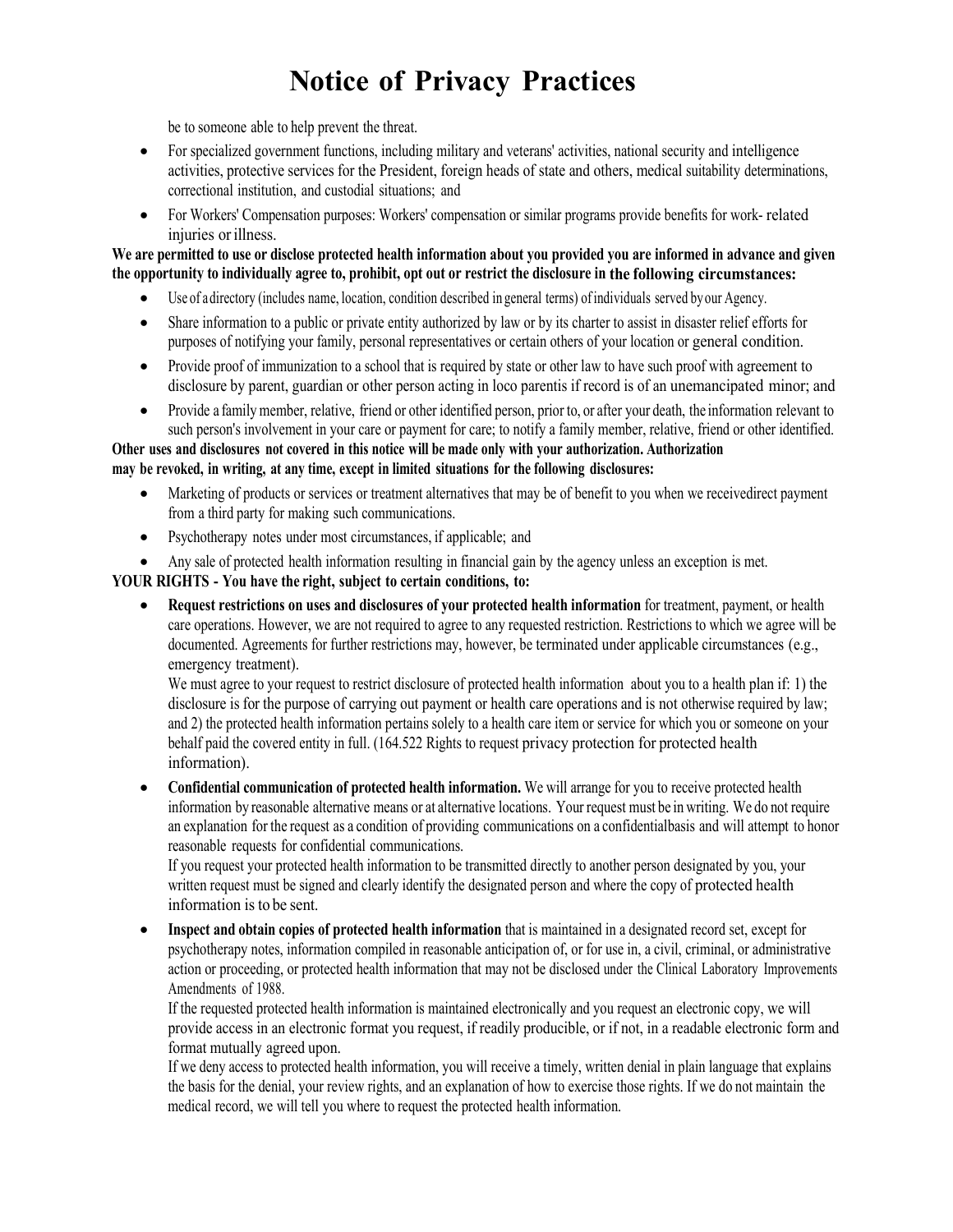# Notice of Privacy Practices

be to someone able to help prevent the threat.

- For specialized government functions, including military and veterans' activities, national security and intelligence activities, protective services for the President, foreign heads of state and others, medical suitability determinations, correctional institution, and custodial situations; and
- For Workers' Compensation purposes: Workers' compensation or similar programs provide benefits for work- related injuries or illness.

**We are permitted to use or disclose protected health information about you provided you are informed in advance and given the opportunity to individually agree to, prohibit, opt out or restrict the disclosure in the following circumstances:**

- Use of a directory (includes name, location, condition described in general terms) of individuals served by our Agency.
- Share information to a public or private entity authorized by law or by its charter to assist in disaster relief efforts for purposes of notifying your family, personal representatives or certain others of your location or general condition.
- Provide proof of immunization to a school that is required by state or other law to have such proof with agreement to disclosure by parent, guardian or other person acting in loco parentis if record is of an unemancipated minor; and
- Provide a family member, relative, friend or other identified person, prior to, or after your death, the information relevant to such person's involvement in your care or payment for care; to notify a family member, relative, friend or other identified.

**Other uses and disclosures not covered in this notice will be made only with your authorization. Authorization may be revoked, in writing, at any time, except in limited situations for the following disclosures:**

- Marketing of products or services or treatment alternatives that may be of benefit to you when we receivedirect payment from a third party for making such communications.
- Psychotherapy notes under most circumstances, if applicable; and
- Any sale of protected health information resulting in financial gain by the agency unless an exception is met.

**YOUR RIGHTS - You have the right, subject to certain conditions, to:**

- **Request restrictions on uses and disclosures of your protected health information** for treatment, payment, or health care operations. However, we are not required to agree to any requested restriction. Restrictions to which we agree will be documented. Agreements for further restrictions may, however, be terminated under applicable circumstances (e.g., emergency treatment).

  We must agree to your request to restrict disclosure of protected health information about you to a health plan if: 1) the disclosure is for the purpose of carrying out payment or health care operations and is not otherwise required by law; and 2) the protected health information pertains solely to a health care item or service for which you or someone on your behalf paid the covered entity in full. (164.522 Rights to request privacy protection for protected health information).

- **Confidential communication of protected health information.** We will arrange for you to receive protected health information by reasonable alternative means or at alternative locations. Your request must be in writing. We do not require an explanation for the request as a condition of providing communications on a confidentialbasis and will attempt to honor reasonable requests for confidential communications.

  If you request your protected health information to be transmitted directly to another person designated by you, your written request must be signed and clearly identify the designated person and where the copy of protected health information is to be sent.

- **Inspect and obtain copies of protected health information** that is maintained in a designated record set, except for psychotherapy notes, information compiled in reasonable anticipation of, or for use in, a civil, criminal, or administrative action or proceeding, or protected health information that may not be disclosed under the Clinical Laboratory Improvements Amendments of 1988.

  If the requested protected health information is maintained electronically and you request an electronic copy, we will provide access in an electronic format you request, if readily producible, or if not, in a readable electronic form and format mutually agreed upon.

  If we deny access to protected health information, you will receive a timely, written denial in plain language that explains the basis for the denial, your review rights, and an explanation of how to exercise those rights. If we do not maintain the medical record, we will tell you where to request the protected health information.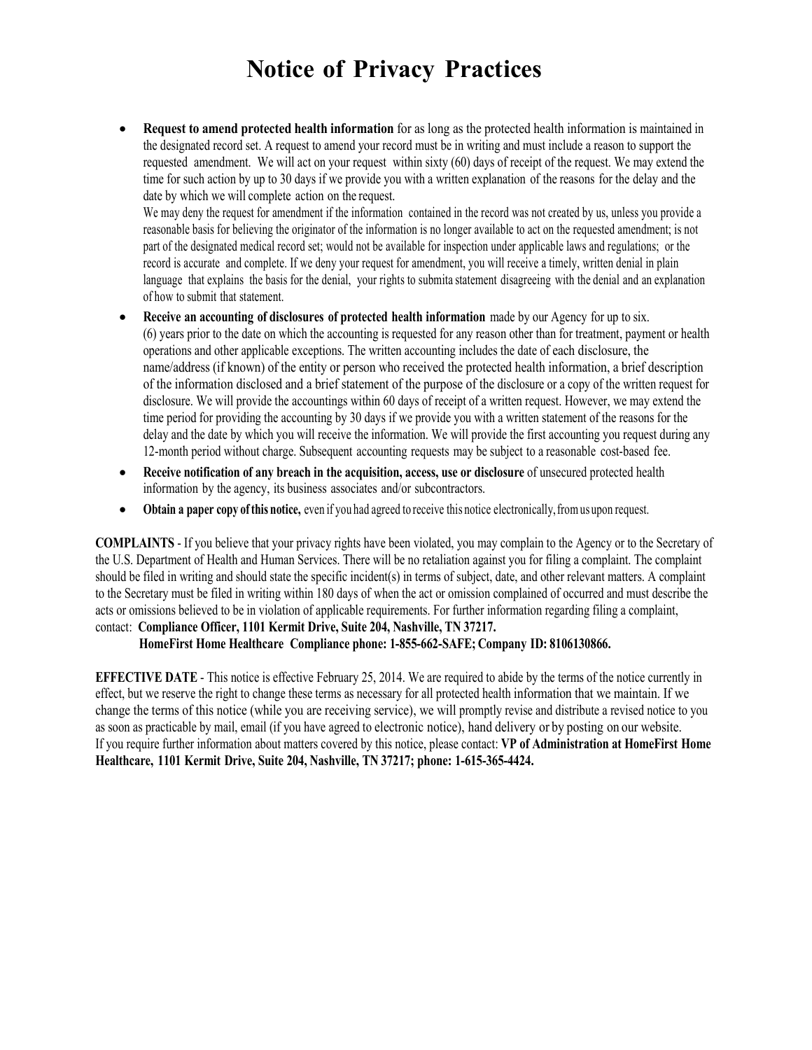# Notice of Privacy Practices

- **Request to amend protected health information** for as long as the protected health information is maintained in the designated record set. A request to amend your record must be in writing and must include a reason to support the requested amendment. We will act on your request within sixty (60) days of receipt of the request. We may extend the time for such action by up to 30 days if we provide you with a written explanation of the reasons for the delay and the date by which we will complete action on the request.
  We may deny the request for amendment if the information contained in the record was not created by us, unless you provide a reasonable basis for believing the originator of the information is no longer available to act on the requested amendment; is not part of the designated medical record set; would not be available for inspection under applicable laws and regulations; or the record is accurate and complete. If we deny your request for amendment, you will receive a timely, written denial in plain language that explains the basis for the denial, your rights to submita statement disagreeing with the denial and an explanation of how to submit that statement.
- **Receive an accounting of disclosures of protected health information** made by our Agency for up to six. (6) years prior to the date on which the accounting is requested for any reason other than for treatment, payment or health operations and other applicable exceptions. The written accounting includes the date of each disclosure, the name/address (if known) of the entity or person who received the protected health information, a brief description of the information disclosed and a brief statement of the purpose of the disclosure or a copy of the written request for disclosure. We will provide the accountings within 60 days of receipt of a written request. However, we may extend the time period for providing the accounting by 30 days if we provide you with a written statement of the reasons for the delay and the date by which you will receive the information. We will provide the first accounting you request during any 12-month period without charge. Subsequent accounting requests may be subject to a reasonable cost-based fee.
- **Receive notification of any breach in the acquisition, access, use or disclosure** of unsecured protected health information by the agency, its business associates and/or subcontractors.
- **Obtain a paper copy of this notice,** even if you had agreed to receive this notice electronically, from us upon request.

**COMPLAINTS** - If you believe that your privacy rights have been violated, you may complain to the Agency or to the Secretary of the U.S. Department of Health and Human Services. There will be no retaliation against you for filing a complaint. The complaint should be filed in writing and should state the specific incident(s) in terms of subject, date, and other relevant matters. A complaint to the Secretary must be filed in writing within 180 days of when the act or omission complained of occurred and must describe the acts or omissions believed to be in violation of applicable requirements. For further information regarding filing a complaint, contact: **Compliance Officer, 1101 Kermit Drive, Suite 204, Nashville, TN 37217.**
**HomeFirst Home Healthcare Compliance phone: 1-855-662-SAFE; Company ID: 8106130866.**

**EFFECTIVE DATE** - This notice is effective February 25, 2014. We are required to abide by the terms of the notice currently in effect, but we reserve the right to change these terms as necessary for all protected health information that we maintain. If we change the terms of this notice (while you are receiving service), we will promptly revise and distribute a revised notice to you as soon as practicable by mail, email (if you have agreed to electronic notice), hand delivery or by posting on our website. If you require further information about matters covered by this notice, please contact: **VP of Administration at HomeFirst Home Healthcare, 1101 Kermit Drive, Suite 204, Nashville, TN 37217; phone: 1-615-365-4424.**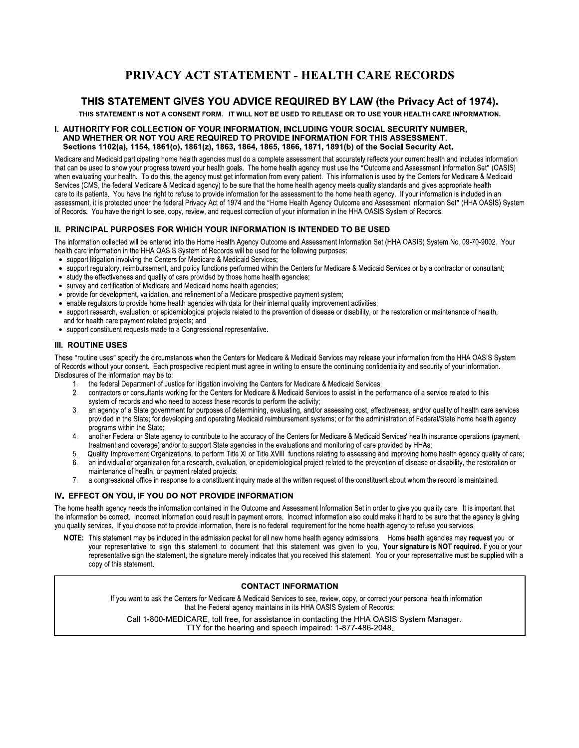# PRIVACY ACT STATEMENT - HEALTH CARE RECORDS

## THIS STATEMENT GIVES YOU ADVICE REQUIRED BY LAW (the Privacy Act of 1974).

**THIS STATEMENT IS NOT A CONSENT FORM. IT WILL NOT BE USED TO RELEASE OR TO USE YOUR HEALTH CARE INFORMATION.**

### I. AUTHORITY FOR COLLECTION OF YOUR INFORMATION, INCLUDING YOUR SOCIAL SECURITY NUMBER, AND WHETHER OR NOT YOU ARE REQUIRED TO PROVIDE INFORMATION FOR THIS ASSESSMENT. Sections 1102(a), 1154, 1861(o), 1861(z), 1863, 1864, 1865, 1866, 1871, 1891(b) of the Social Security Act.

Medicare and Medicaid participating home health agencies must do a complete assessment that accurately reflects your current health and includes information that can be used to show your progress toward your health goals. The home health agency must use the "Outcome and Assessment Information Set" (OASIS) when evaluating your health. To do this, the agency must get information from every patient. This information is used by the Centers for Medicare & Medicaid Services (CMS, the federal Medicare & Medicaid agency) to be sure that the home health agency meets quality standards and gives appropriate health care to its patients. You have the right to refuse to provide information for the assessment to the home health agency. If your information is included in an assessment, it is protected under the federal Privacy Act of 1974 and the "Home Health Agency Outcome and Assessment Information Set" (HHA OASIS) System of Records. You have the right to see, copy, review, and request correction of your information in the HHA OASIS System of Records.

### II. PRINCIPAL PURPOSES FOR WHICH YOUR INFORMATION IS INTENDED TO BE USED

The information collected will be entered into the Home Health Agency Outcome and Assessment Information Set (HHA OASIS) System No. 09-70-9002. Your health care information in the HHA OASIS System of Records will be used for the following purposes:

- support litigation involving the Centers for Medicare & Medicaid Services;
- support regulatory, reimbursement, and policy functions performed within the Centers for Medicare & Medicaid Services or by a contractor or consultant;
- study the effectiveness and quality of care provided by those home health agencies;
- survey and certification of Medicare and Medicaid home health agencies;
- provide for development, validation, and refinement of a Medicare prospective payment system;
- enable regulators to provide home health agencies with data for their internal quality improvement activities;
- support research, evaluation, or epidemiological projects related to the prevention of disease or disability, or the restoration or maintenance of health, and for health care payment related projects; and
- support constituent requests made to a Congressional representative.

### III. ROUTINE USES

These "routine uses" specify the circumstances when the Centers for Medicare & Medicaid Services may release your information from the HHA OASIS System of Records without your consent. Each prospective recipient must agree in writing to ensure the continuing confidentiality and security of your information. Disclosures of the information may be to:

1. the federal Department of Justice for litigation involving the Centers for Medicare & Medicaid Services;
2. contractors or consultants working for the Centers for Medicare & Medicaid Services to assist in the performance of a service related to this system of records and who need to access these records to perform the activity;
3. an agency of a State government for purposes of determining, evaluating, and/or assessing cost, effectiveness, and/or quality of health care services provided in the State; for developing and operating Medicaid reimbursement systems; or for the administration of Federal/State home health agency programs within the State;
4. another Federal or State agency to contribute to the accuracy of the Centers for Medicare & Medicaid Services' health insurance operations (payment, treatment and coverage) and/or to support State agencies in the evaluations and monitoring of care provided by HHAs;
5. Quality Improvement Organizations, to perform Title XI or Title XVIII functions relating to assessing and improving home health agency quality of care;
6. an individual or organization for a research, evaluation, or epidemiological project related to the prevention of disease or disability, the restoration or maintenance of health, or payment related projects;
7. a congressional office in response to a constituent inquiry made at the written request of the constituent about whom the record is maintained.

### IV. EFFECT ON YOU, IF YOU DO NOT PROVIDE INFORMATION

The home health agency needs the information contained in the Outcome and Assessment Information Set in order to give you quality care. It is important that the information be correct. Incorrect information could result in payment errors. Incorrect information also could make it hard to be sure that the agency is giving you quality services. If you choose not to provide information, there is no federal requirement for the home health agency to refuse you services.

**NOTE:** This statement may be included in the admission packet for all new home health agency admissions. Home health agencies may **request** you or your representative to sign this statement to document that this statement was given to you. **Your signature is NOT required.** If you or your representative sign the statement, the signature merely indicates that you received this statement. You or your representative must be supplied with a copy of this statement.

**CONTACT INFORMATION**

If you want to ask the Centers for Medicare & Medicaid Services to see, review, copy, or correct your personal health information that the Federal agency maintains in its HHA OASIS System of Records:

Call 1-800-MEDICARE, toll free, for assistance in contacting the HHA OASIS System Manager.
TTY for the hearing and speech impaired: 1-877-486-2048.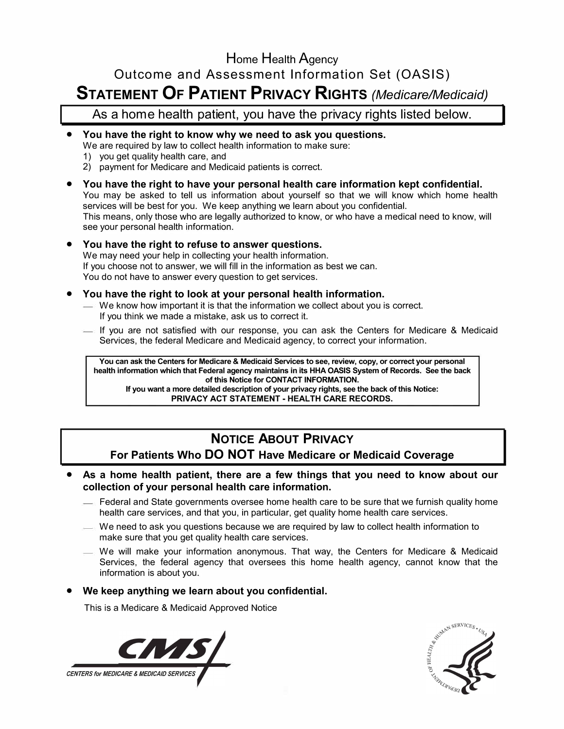# Home Health Agency
## Outcome and Assessment Information Set (OASIS)
## STATEMENT OF PATIENT PRIVACY RIGHTS *(Medicare/Medicaid)*

**As a home health patient, you have the privacy rights listed below.**

- **You have the right to know why we need to ask you questions.**
  We are required by law to collect health information to make sure:
  1) you get quality health care, and
  2) payment for Medicare and Medicaid patients is correct.

- **You have the right to have your personal health care information kept confidential.**
  You may be asked to tell us information about yourself so that we will know which home health services will be best for you. We keep anything we learn about you confidential.
  This means, only those who are legally authorized to know, or who have a medical need to know, will see your personal health information.

- **You have the right to refuse to answer questions.**
  We may need your help in collecting your health information.
  If you choose not to answer, we will fill in the information as best we can.
  You do not have to answer every question to get services.

- **You have the right to look at your personal health information.**
  - We know how important it is that the information we collect about you is correct. If you think we made a mistake, ask us to correct it.
  - If you are not satisfied with our response, you can ask the Centers for Medicare & Medicaid Services, the federal Medicare and Medicaid agency, to correct your information.

**You can ask the Centers for Medicare & Medicaid Services to see, review, copy, or correct your personal health information which that Federal agency maintains in its HHA OASIS System of Records. See the back of this Notice for CONTACT INFORMATION.**
**If you want a more detailed description of your privacy rights, see the back of this Notice:**
**PRIVACY ACT STATEMENT - HEALTH CARE RECORDS.**

## NOTICE ABOUT PRIVACY
### For Patients Who DO NOT Have Medicare or Medicaid Coverage

- **As a home health patient, there are a few things that you need to know about our collection of your personal health care information.**
  - Federal and State governments oversee home health care to be sure that we furnish quality home health care services, and that you, in particular, get quality home health care services.
  - We need to ask you questions because we are required by law to collect health information to make sure that you get quality health care services.
  - We will make your information anonymous. That way, the Centers for Medicare & Medicaid Services, the federal agency that oversees this home health agency, cannot know that the information is about you.

- **We keep anything we learn about you confidential.**

This is a Medicare & Medicaid Approved Notice

CMS
CENTERS for MEDICARE & MEDICAID SERVICES

DEPARTMENT OF HEALTH & HUMAN SERVICES • USA